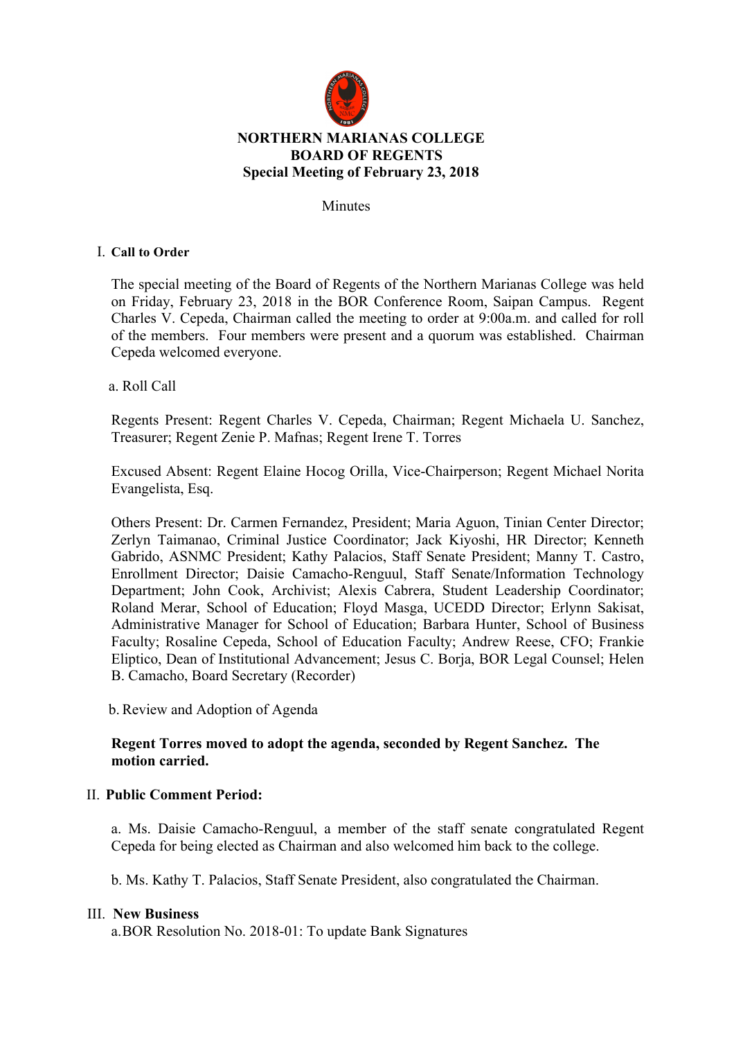**NORTHERN MARIANAS COLLEGE**
**BOARD OF REGENTS**
**Special Meeting of February 23, 2018**

Minutes

I. **Call to Order**

The special meeting of the Board of Regents of the Northern Marianas College was held on Friday, February 23, 2018 in the BOR Conference Room, Saipan Campus. Regent Charles V. Cepeda, Chairman called the meeting to order at 9:00a.m. and called for roll of the members. Four members were present and a quorum was established. Chairman Cepeda welcomed everyone.

a. Roll Call

Regents Present: Regent Charles V. Cepeda, Chairman; Regent Michaela U. Sanchez, Treasurer; Regent Zenie P. Mafnas; Regent Irene T. Torres

Excused Absent: Regent Elaine Hocog Orilla, Vice-Chairperson; Regent Michael Norita Evangelista, Esq.

Others Present: Dr. Carmen Fernandez, President; Maria Aguon, Tinian Center Director; Zerlyn Taimanao, Criminal Justice Coordinator; Jack Kiyoshi, HR Director; Kenneth Gabrido, ASNMC President; Kathy Palacios, Staff Senate President; Manny T. Castro, Enrollment Director; Daisie Camacho-Renguul, Staff Senate/Information Technology Department; John Cook, Archivist; Alexis Cabrera, Student Leadership Coordinator; Roland Merar, School of Education; Floyd Masga, UCEDD Director; Erlynn Sakisat, Administrative Manager for School of Education; Barbara Hunter, School of Business Faculty; Rosaline Cepeda, School of Education Faculty; Andrew Reese, CFO; Frankie Eliptico, Dean of Institutional Advancement; Jesus C. Borja, BOR Legal Counsel; Helen B. Camacho, Board Secretary (Recorder)

b. Review and Adoption of Agenda

**Regent Torres moved to adopt the agenda, seconded by Regent Sanchez. The motion carried.**

II. **Public Comment Period:**

a. Ms. Daisie Camacho-Renguul, a member of the staff senate congratulated Regent Cepeda for being elected as Chairman and also welcomed him back to the college.

b. Ms. Kathy T. Palacios, Staff Senate President, also congratulated the Chairman.

III. **New Business**

a. BOR Resolution No. 2018-01: To update Bank Signatures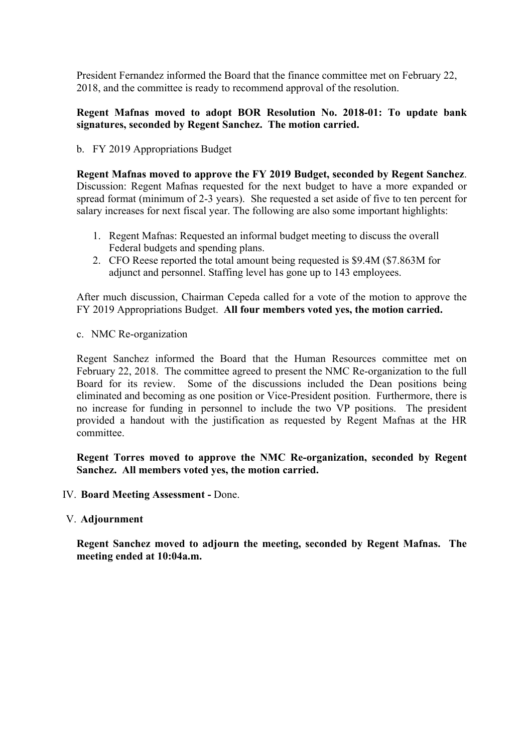President Fernandez informed the Board that the finance committee met on February 22, 2018, and the committee is ready to recommend approval of the resolution.

**Regent Mafnas moved to adopt BOR Resolution No. 2018-01: To update bank signatures, seconded by Regent Sanchez. The motion carried.**

b. FY 2019 Appropriations Budget

**Regent Mafnas moved to approve the FY 2019 Budget, seconded by Regent Sanchez**. Discussion: Regent Mafnas requested for the next budget to have a more expanded or spread format (minimum of 2-3 years). She requested a set aside of five to ten percent for salary increases for next fiscal year. The following are also some important highlights:

1. Regent Mafnas: Requested an informal budget meeting to discuss the overall Federal budgets and spending plans.
2. CFO Reese reported the total amount being requested is $9.4M ($7.863M for adjunct and personnel. Staffing level has gone up to 143 employees.

After much discussion, Chairman Cepeda called for a vote of the motion to approve the FY 2019 Appropriations Budget. **All four members voted yes, the motion carried.**

c. NMC Re-organization

Regent Sanchez informed the Board that the Human Resources committee met on February 22, 2018. The committee agreed to present the NMC Re-organization to the full Board for its review. Some of the discussions included the Dean positions being eliminated and becoming as one position or Vice-President position. Furthermore, there is no increase for funding in personnel to include the two VP positions. The president provided a handout with the justification as requested by Regent Mafnas at the HR committee.

**Regent Torres moved to approve the NMC Re-organization, seconded by Regent Sanchez. All members voted yes, the motion carried.**

IV. **Board Meeting Assessment -** Done.

V. **Adjournment**

**Regent Sanchez moved to adjourn the meeting, seconded by Regent Mafnas. The meeting ended at 10:04a.m.**